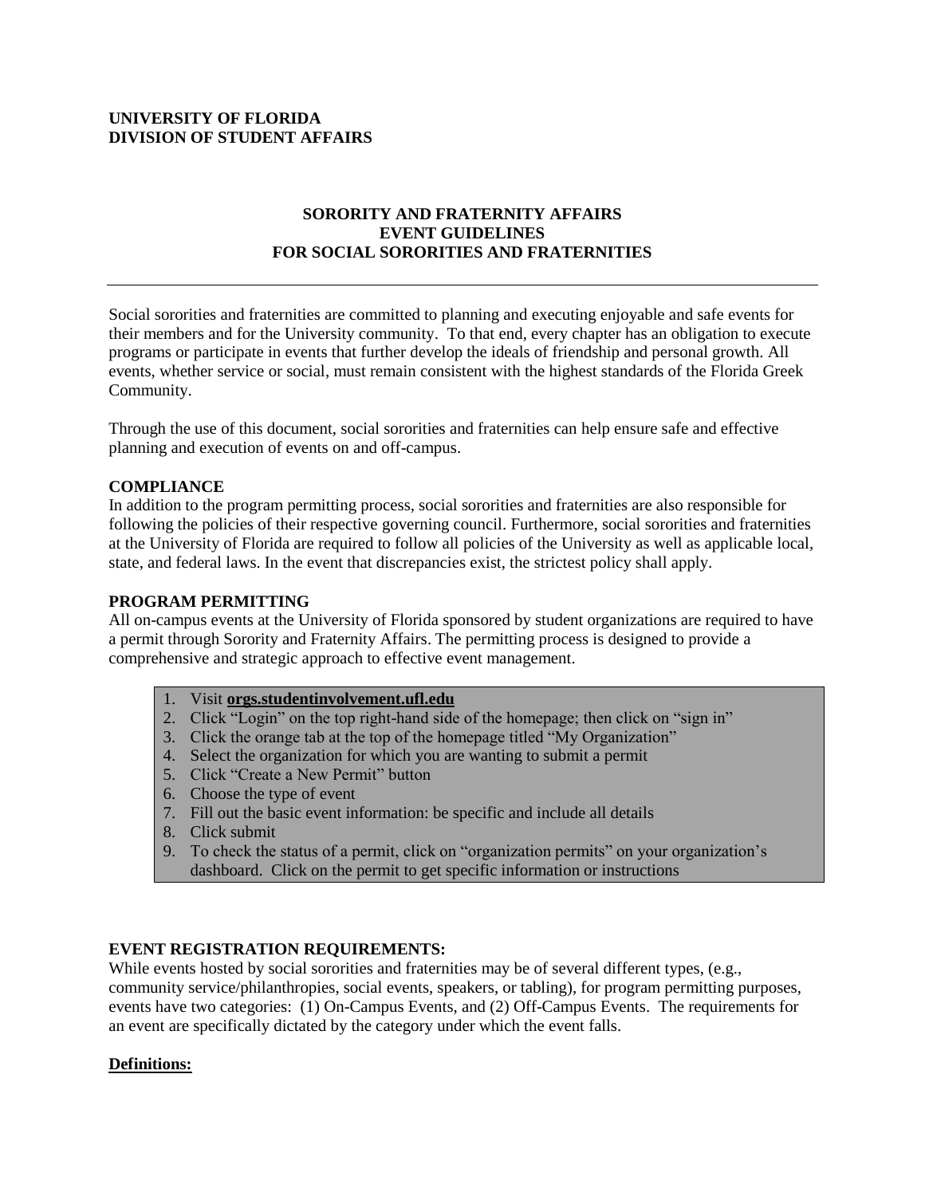**UNIVERSITY OF FLORIDA**
**DIVISION OF STUDENT AFFAIRS**

# SORORITY AND FRATERNITY AFFAIRS
# EVENT GUIDELINES
# FOR SOCIAL SORORITIES AND FRATERNITIES

---

Social sororities and fraternities are committed to planning and executing enjoyable and safe events for their members and for the University community. To that end, every chapter has an obligation to execute programs or participate in events that further develop the ideals of friendship and personal growth. All events, whether service or social, must remain consistent with the highest standards of the Florida Greek Community.

Through the use of this document, social sororities and fraternities can help ensure safe and effective planning and execution of events on and off-campus.

## COMPLIANCE

In addition to the program permitting process, social sororities and fraternities are also responsible for following the policies of their respective governing council. Furthermore, social sororities and fraternities at the University of Florida are required to follow all policies of the University as well as applicable local, state, and federal laws. In the event that discrepancies exist, the strictest policy shall apply.

## PROGRAM PERMITTING

All on-campus events at the University of Florida sponsored by student organizations are required to have a permit through Sorority and Fraternity Affairs. The permitting process is designed to provide a comprehensive and strategic approach to effective event management.

1. Visit **orgs.studentinvolvement.ufl.edu**
2. Click "Login" on the top right-hand side of the homepage; then click on "sign in"
3. Click the orange tab at the top of the homepage titled "My Organization"
4. Select the organization for which you are wanting to submit a permit
5. Click "Create a New Permit" button
6. Choose the type of event
7. Fill out the basic event information: be specific and include all details
8. Click submit
9. To check the status of a permit, click on "organization permits" on your organization's dashboard. Click on the permit to get specific information or instructions

## EVENT REGISTRATION REQUIREMENTS:

While events hosted by social sororities and fraternities may be of several different types, (e.g., community service/philanthropies, social events, speakers, or tabling), for program permitting purposes, events have two categories: (1) On-Campus Events, and (2) Off-Campus Events. The requirements for an event are specifically dictated by the category under which the event falls.

### Definitions: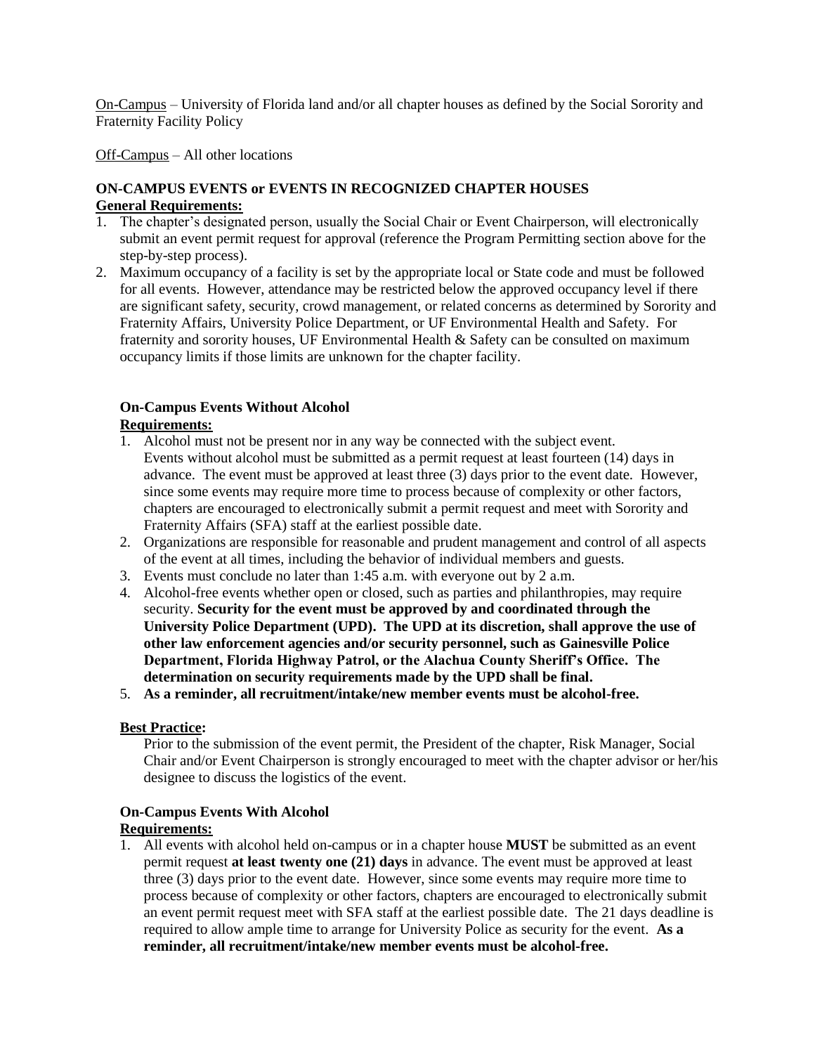On-Campus – University of Florida land and/or all chapter houses as defined by the Social Sorority and Fraternity Facility Policy

Off-Campus – All other locations

## ON-CAMPUS EVENTS or EVENTS IN RECOGNIZED CHAPTER HOUSES

**General Requirements:**

1. The chapter's designated person, usually the Social Chair or Event Chairperson, will electronically submit an event permit request for approval (reference the Program Permitting section above for the step-by-step process).
2. Maximum occupancy of a facility is set by the appropriate local or State code and must be followed for all events. However, attendance may be restricted below the approved occupancy level if there are significant safety, security, crowd management, or related concerns as determined by Sorority and Fraternity Affairs, University Police Department, or UF Environmental Health and Safety. For fraternity and sorority houses, UF Environmental Health & Safety can be consulted on maximum occupancy limits if those limits are unknown for the chapter facility.

### On-Campus Events Without Alcohol

**Requirements:**

1. Alcohol must not be present nor in any way be connected with the subject event. Events without alcohol must be submitted as a permit request at least fourteen (14) days in advance. The event must be approved at least three (3) days prior to the event date. However, since some events may require more time to process because of complexity or other factors, chapters are encouraged to electronically submit a permit request and meet with Sorority and Fraternity Affairs (SFA) staff at the earliest possible date.
2. Organizations are responsible for reasonable and prudent management and control of all aspects of the event at all times, including the behavior of individual members and guests.
3. Events must conclude no later than 1:45 a.m. with everyone out by 2 a.m.
4. Alcohol-free events whether open or closed, such as parties and philanthropies, may require security. **Security for the event must be approved by and coordinated through the University Police Department (UPD). The UPD at its discretion, shall approve the use of other law enforcement agencies and/or security personnel, such as Gainesville Police Department, Florida Highway Patrol, or the Alachua County Sheriff's Office. The determination on security requirements made by the UPD shall be final.**
5. **As a reminder, all recruitment/intake/new member events must be alcohol-free.**

**Best Practice:**

Prior to the submission of the event permit, the President of the chapter, Risk Manager, Social Chair and/or Event Chairperson is strongly encouraged to meet with the chapter advisor or her/his designee to discuss the logistics of the event.

### On-Campus Events With Alcohol

**Requirements:**

1. All events with alcohol held on-campus or in a chapter house **MUST** be submitted as an event permit request **at least twenty one (21) days** in advance. The event must be approved at least three (3) days prior to the event date. However, since some events may require more time to process because of complexity or other factors, chapters are encouraged to electronically submit an event permit request meet with SFA staff at the earliest possible date. The 21 days deadline is required to allow ample time to arrange for University Police as security for the event. **As a reminder, all recruitment/intake/new member events must be alcohol-free.**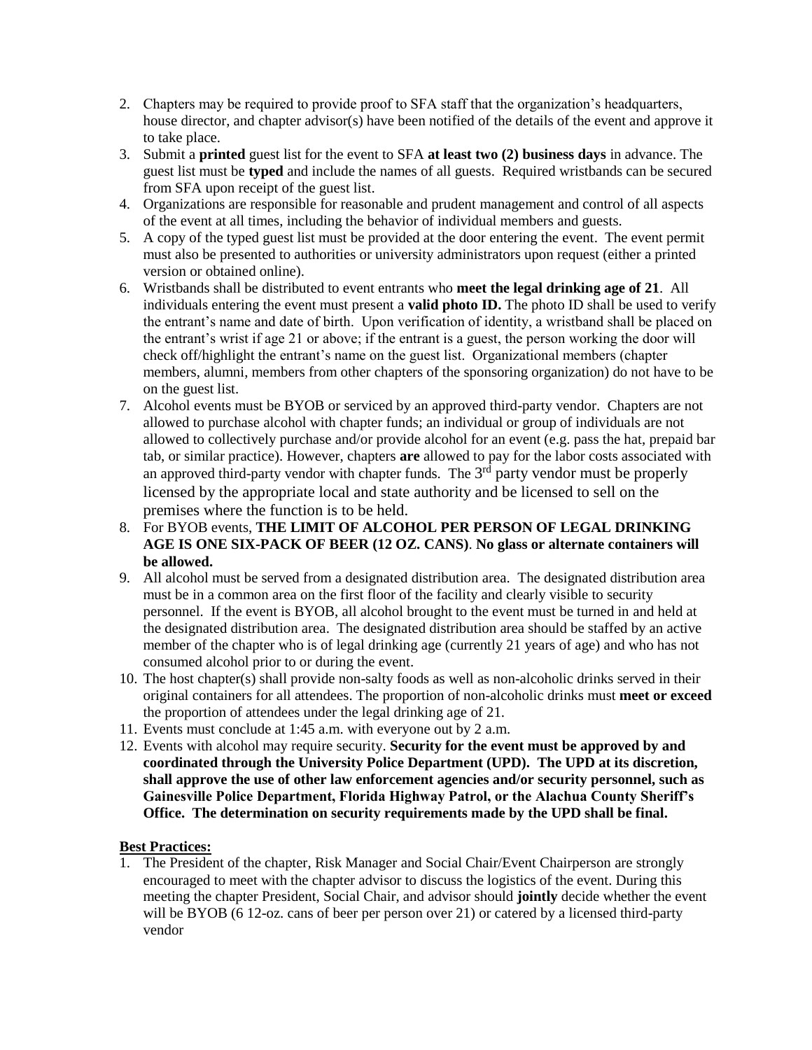2. Chapters may be required to provide proof to SFA staff that the organization's headquarters, house director, and chapter advisor(s) have been notified of the details of the event and approve it to take place.
3. Submit a **printed** guest list for the event to SFA **at least two (2) business days** in advance. The guest list must be **typed** and include the names of all guests. Required wristbands can be secured from SFA upon receipt of the guest list.
4. Organizations are responsible for reasonable and prudent management and control of all aspects of the event at all times, including the behavior of individual members and guests.
5. A copy of the typed guest list must be provided at the door entering the event. The event permit must also be presented to authorities or university administrators upon request (either a printed version or obtained online).
6. Wristbands shall be distributed to event entrants who **meet the legal drinking age of 21**. All individuals entering the event must present a **valid photo ID.** The photo ID shall be used to verify the entrant's name and date of birth. Upon verification of identity, a wristband shall be placed on the entrant's wrist if age 21 or above; if the entrant is a guest, the person working the door will check off/highlight the entrant's name on the guest list. Organizational members (chapter members, alumni, members from other chapters of the sponsoring organization) do not have to be on the guest list.
7. Alcohol events must be BYOB or serviced by an approved third-party vendor. Chapters are not allowed to purchase alcohol with chapter funds; an individual or group of individuals are not allowed to collectively purchase and/or provide alcohol for an event (e.g. pass the hat, prepaid bar tab, or similar practice). However, chapters **are** allowed to pay for the labor costs associated with an approved third-party vendor with chapter funds. The 3rd party vendor must be properly licensed by the appropriate local and state authority and be licensed to sell on the premises where the function is to be held.
8. For BYOB events, **THE LIMIT OF ALCOHOL PER PERSON OF LEGAL DRINKING AGE IS ONE SIX-PACK OF BEER (12 OZ. CANS)**. **No glass or alternate containers will be allowed.**
9. All alcohol must be served from a designated distribution area. The designated distribution area must be in a common area on the first floor of the facility and clearly visible to security personnel. If the event is BYOB, all alcohol brought to the event must be turned in and held at the designated distribution area. The designated distribution area should be staffed by an active member of the chapter who is of legal drinking age (currently 21 years of age) and who has not consumed alcohol prior to or during the event.
10. The host chapter(s) shall provide non-salty foods as well as non-alcoholic drinks served in their original containers for all attendees. The proportion of non-alcoholic drinks must **meet or exceed** the proportion of attendees under the legal drinking age of 21.
11. Events must conclude at 1:45 a.m. with everyone out by 2 a.m.
12. Events with alcohol may require security. **Security for the event must be approved by and coordinated through the University Police Department (UPD). The UPD at its discretion, shall approve the use of other law enforcement agencies and/or security personnel, such as Gainesville Police Department, Florida Highway Patrol, or the Alachua County Sheriff's Office. The determination on security requirements made by the UPD shall be final.**

**Best Practices:**

1. The President of the chapter, Risk Manager and Social Chair/Event Chairperson are strongly encouraged to meet with the chapter advisor to discuss the logistics of the event. During this meeting the chapter President, Social Chair, and advisor should **jointly** decide whether the event will be BYOB (6 12-oz. cans of beer per person over 21) or catered by a licensed third-party vendor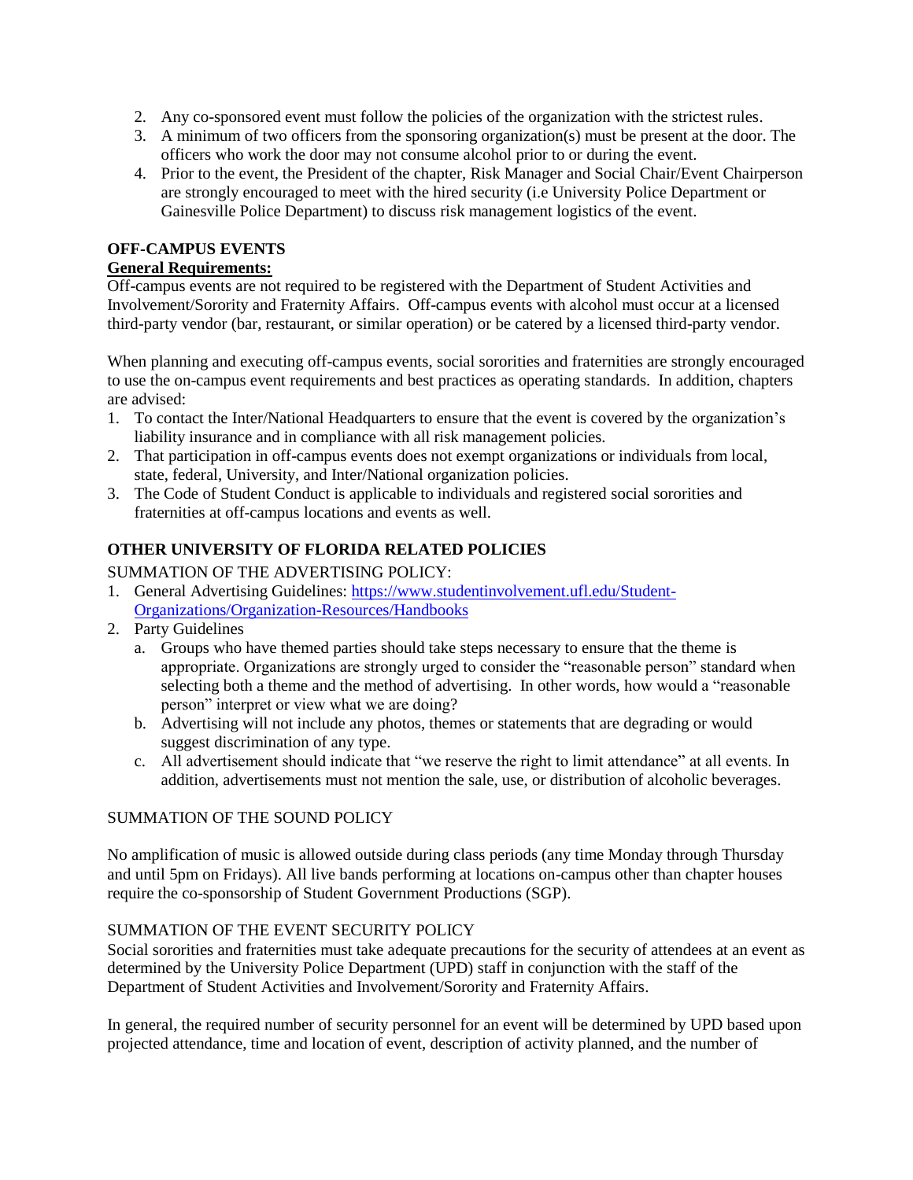2. Any co-sponsored event must follow the policies of the organization with the strictest rules.
3. A minimum of two officers from the sponsoring organization(s) must be present at the door. The officers who work the door may not consume alcohol prior to or during the event.
4. Prior to the event, the President of the chapter, Risk Manager and Social Chair/Event Chairperson are strongly encouraged to meet with the hired security (i.e University Police Department or Gainesville Police Department) to discuss risk management logistics of the event.

**OFF-CAMPUS EVENTS**

**General Requirements:**

Off-campus events are not required to be registered with the Department of Student Activities and Involvement/Sorority and Fraternity Affairs. Off-campus events with alcohol must occur at a licensed third-party vendor (bar, restaurant, or similar operation) or be catered by a licensed third-party vendor.

When planning and executing off-campus events, social sororities and fraternities are strongly encouraged to use the on-campus event requirements and best practices as operating standards. In addition, chapters are advised:

1. To contact the Inter/National Headquarters to ensure that the event is covered by the organization's liability insurance and in compliance with all risk management policies.
2. That participation in off-campus events does not exempt organizations or individuals from local, state, federal, University, and Inter/National organization policies.
3. The Code of Student Conduct is applicable to individuals and registered social sororities and fraternities at off-campus locations and events as well.

**OTHER UNIVERSITY OF FLORIDA RELATED POLICIES**

SUMMATION OF THE ADVERTISING POLICY:

1. General Advertising Guidelines: [https://www.studentinvolvement.ufl.edu/Student-Organizations/Organization-Resources/Handbooks](https://www.studentinvolvement.ufl.edu/Student-Organizations/Organization-Resources/Handbooks)
2. Party Guidelines
   a. Groups who have themed parties should take steps necessary to ensure that the theme is appropriate. Organizations are strongly urged to consider the "reasonable person" standard when selecting both a theme and the method of advertising. In other words, how would a "reasonable person" interpret or view what we are doing?
   b. Advertising will not include any photos, themes or statements that are degrading or would suggest discrimination of any type.
   c. All advertisement should indicate that "we reserve the right to limit attendance" at all events. In addition, advertisements must not mention the sale, use, or distribution of alcoholic beverages.

SUMMATION OF THE SOUND POLICY

No amplification of music is allowed outside during class periods (any time Monday through Thursday and until 5pm on Fridays). All live bands performing at locations on-campus other than chapter houses require the co-sponsorship of Student Government Productions (SGP).

SUMMATION OF THE EVENT SECURITY POLICY

Social sororities and fraternities must take adequate precautions for the security of attendees at an event as determined by the University Police Department (UPD) staff in conjunction with the staff of the Department of Student Activities and Involvement/Sorority and Fraternity Affairs.

In general, the required number of security personnel for an event will be determined by UPD based upon projected attendance, time and location of event, description of activity planned, and the number of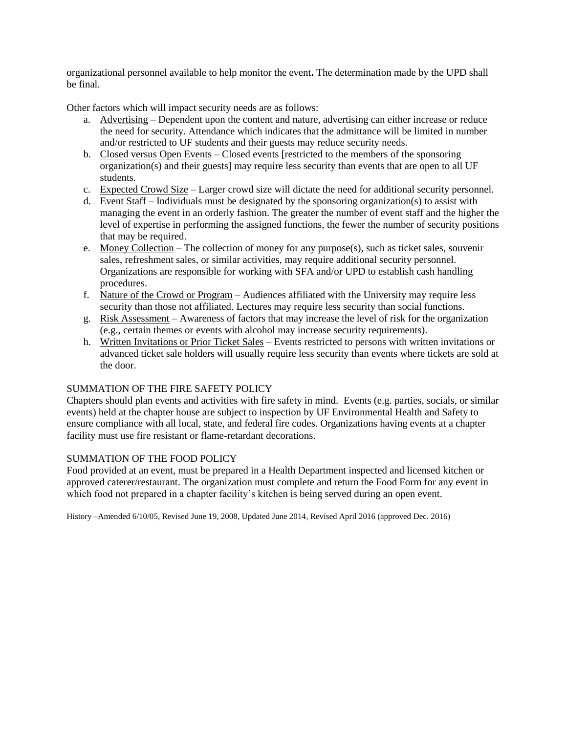organizational personnel available to help monitor the event**.** The determination made by the UPD shall be final.

Other factors which will impact security needs are as follows:

a. Advertising – Dependent upon the content and nature, advertising can either increase or reduce the need for security. Attendance which indicates that the admittance will be limited in number and/or restricted to UF students and their guests may reduce security needs.
b. Closed versus Open Events – Closed events [restricted to the members of the sponsoring organization(s) and their guests] may require less security than events that are open to all UF students.
c. Expected Crowd Size – Larger crowd size will dictate the need for additional security personnel.
d. Event Staff – Individuals must be designated by the sponsoring organization(s) to assist with managing the event in an orderly fashion. The greater the number of event staff and the higher the level of expertise in performing the assigned functions, the fewer the number of security positions that may be required.
e. Money Collection – The collection of money for any purpose(s), such as ticket sales, souvenir sales, refreshment sales, or similar activities, may require additional security personnel. Organizations are responsible for working with SFA and/or UPD to establish cash handling procedures.
f. Nature of the Crowd or Program – Audiences affiliated with the University may require less security than those not affiliated. Lectures may require less security than social functions.
g. Risk Assessment – Awareness of factors that may increase the level of risk for the organization (e.g., certain themes or events with alcohol may increase security requirements).
h. Written Invitations or Prior Ticket Sales – Events restricted to persons with written invitations or advanced ticket sale holders will usually require less security than events where tickets are sold at the door.

## SUMMATION OF THE FIRE SAFETY POLICY

Chapters should plan events and activities with fire safety in mind. Events (e.g. parties, socials, or similar events) held at the chapter house are subject to inspection by UF Environmental Health and Safety to ensure compliance with all local, state, and federal fire codes. Organizations having events at a chapter facility must use fire resistant or flame-retardant decorations.

## SUMMATION OF THE FOOD POLICY

Food provided at an event, must be prepared in a Health Department inspected and licensed kitchen or approved caterer/restaurant. The organization must complete and return the Food Form for any event in which food not prepared in a chapter facility's kitchen is being served during an open event.

History –Amended 6/10/05, Revised June 19, 2008, Updated June 2014, Revised April 2016 (approved Dec. 2016)